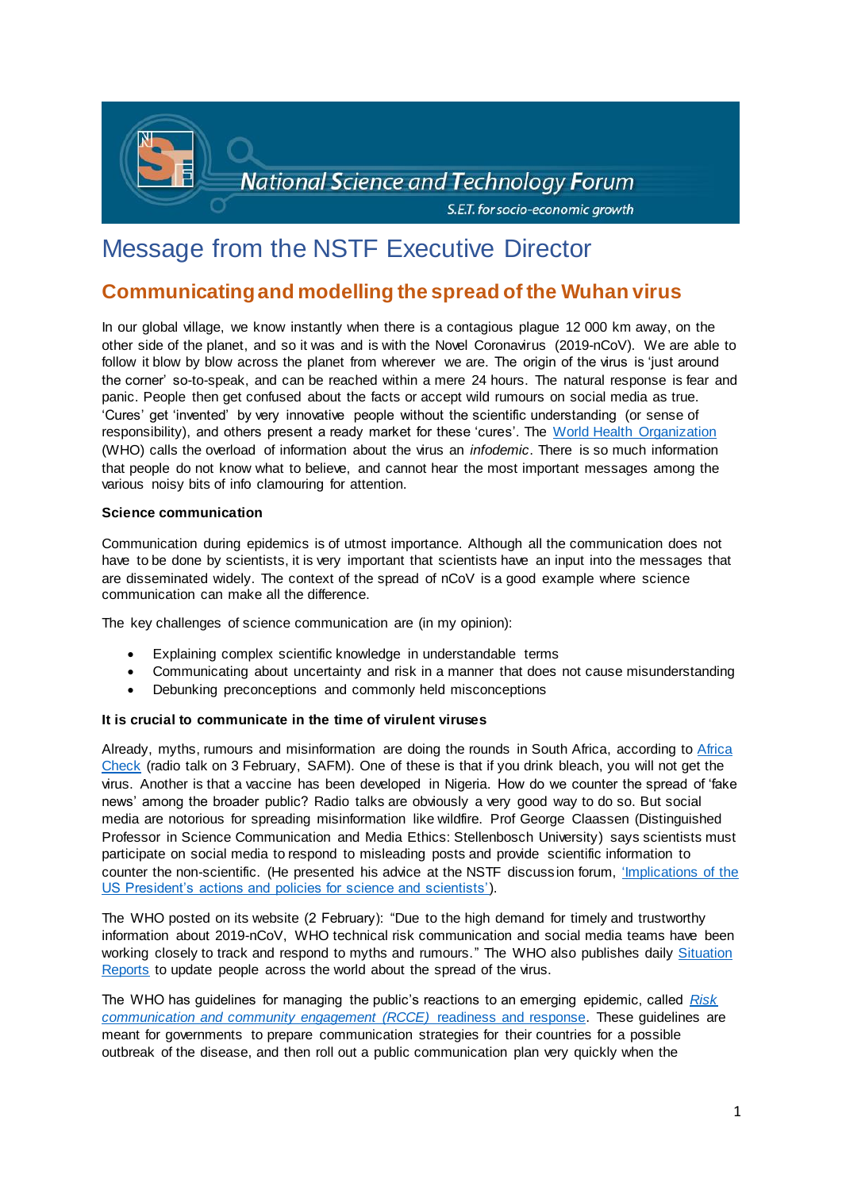National Science and Technology Forum

S.E.T. for socio-economic growth

# Message from the NSTF Executive Director

## Communicating and modelling the spread of the Wuhan virus

In our global village, we know instantly when there is a contagious plague 12 000 km away, on the other side of the planet, and so it was and is with the Novel Coronavirus (2019-nCoV). We are able to follow it blow by blow across the planet from wherever we are. The origin of the virus is 'just around the corner' so-to-speak, and can be reached within a mere 24 hours. The natural response is fear and panic. People then get confused about the facts or accept wild rumours on social media as true. 'Cures' get 'invented' by very innovative people without the scientific understanding (or sense of responsibility), and others present a ready market for these 'cures'. The World Health Organization (WHO) calls the overload of information about the virus an *infodemic*. There is so much information that people do not know what to believe, and cannot hear the most important messages among the various noisy bits of info clamouring for attention.

**Science communication**

Communication during epidemics is of utmost importance. Although all the communication does not have to be done by scientists, it is very important that scientists have an input into the messages that are disseminated widely. The context of the spread of nCoV is a good example where science communication can make all the difference.

The key challenges of science communication are (in my opinion):

- Explaining complex scientific knowledge in understandable terms
- Communicating about uncertainty and risk in a manner that does not cause misunderstanding
- Debunking preconceptions and commonly held misconceptions

**It is crucial to communicate in the time of virulent viruses**

Already, myths, rumours and misinformation are doing the rounds in South Africa, according to Africa Check (radio talk on 3 February, SAFM). One of these is that if you drink bleach, you will not get the virus. Another is that a vaccine has been developed in Nigeria. How do we counter the spread of 'fake news' among the broader public? Radio talks are obviously a very good way to do so. But social media are notorious for spreading misinformation like wildfire. Prof George Claassen (Distinguished Professor in Science Communication and Media Ethics: Stellenbosch University) says scientists must participate on social media to respond to misleading posts and provide scientific information to counter the non-scientific. (He presented his advice at the NSTF discussion forum, 'Implications of the US President's actions and policies for science and scientists').

The WHO posted on its website (2 February): "Due to the high demand for timely and trustworthy information about 2019-nCoV, WHO technical risk communication and social media teams have been working closely to track and respond to myths and rumours." The WHO also publishes daily Situation Reports to update people across the world about the spread of the virus.

The WHO has guidelines for managing the public's reactions to an emerging epidemic, called *Risk communication and community engagement (RCCE)* readiness and response. These guidelines are meant for governments to prepare communication strategies for their countries for a possible outbreak of the disease, and then roll out a public communication plan very quickly when the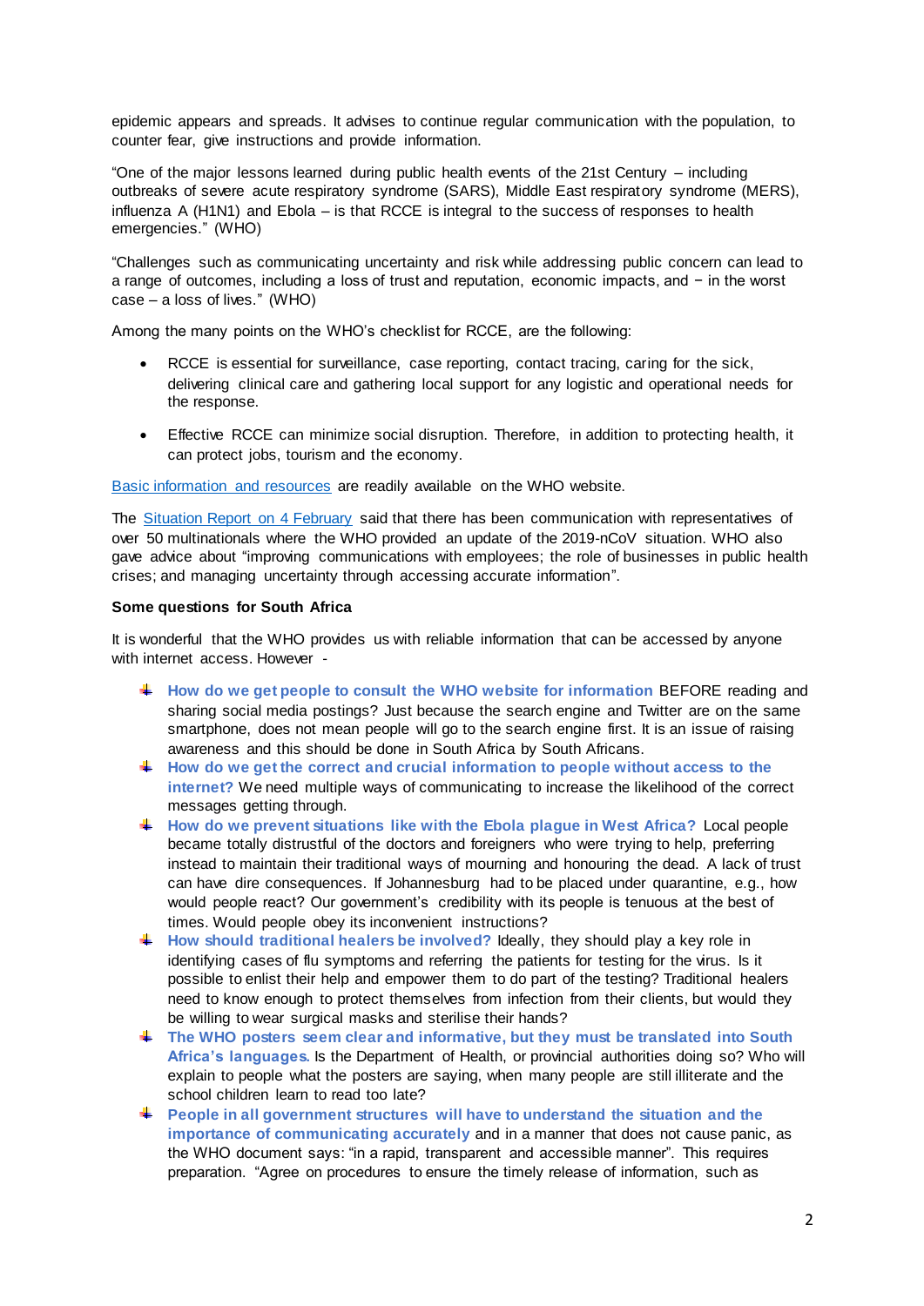epidemic appears and spreads. It advises to continue regular communication with the population, to counter fear, give instructions and provide information.

"One of the major lessons learned during public health events of the 21st Century – including outbreaks of severe acute respiratory syndrome (SARS), Middle East respiratory syndrome (MERS), influenza A (H1N1) and Ebola – is that RCCE is integral to the success of responses to health emergencies." (WHO)

"Challenges such as communicating uncertainty and risk while addressing public concern can lead to a range of outcomes, including a loss of trust and reputation, economic impacts, and − in the worst case – a loss of lives." (WHO)

Among the many points on the WHO's checklist for RCCE, are the following:

- RCCE is essential for surveillance, case reporting, contact tracing, caring for the sick, delivering clinical care and gathering local support for any logistic and operational needs for the response.
- Effective RCCE can minimize social disruption. Therefore, in addition to protecting health, it can protect jobs, tourism and the economy.

[Basic information and resources] are readily available on the WHO website.

The [Situation Report on 4 February] said that there has been communication with representatives of over 50 multinationals where the WHO provided an update of the 2019-nCoV situation. WHO also gave advice about "improving communications with employees; the role of businesses in public health crises; and managing uncertainty through accessing accurate information".

**Some questions for South Africa**

It is wonderful that the WHO provides us with reliable information that can be accessed by anyone with internet access. However -

- **How do we get people to consult the WHO website for information** BEFORE reading and sharing social media postings? Just because the search engine and Twitter are on the same smartphone, does not mean people will go to the search engine first. It is an issue of raising awareness and this should be done in South Africa by South Africans.
- **How do we get the correct and crucial information to people without access to the internet?** We need multiple ways of communicating to increase the likelihood of the correct messages getting through.
- **How do we prevent situations like with the Ebola plague in West Africa?** Local people became totally distrustful of the doctors and foreigners who were trying to help, preferring instead to maintain their traditional ways of mourning and honouring the dead. A lack of trust can have dire consequences. If Johannesburg had to be placed under quarantine, e.g., how would people react? Our government's credibility with its people is tenuous at the best of times. Would people obey its inconvenient instructions?
- **How should traditional healers be involved?** Ideally, they should play a key role in identifying cases of flu symptoms and referring the patients for testing for the virus. Is it possible to enlist their help and empower them to do part of the testing? Traditional healers need to know enough to protect themselves from infection from their clients, but would they be willing to wear surgical masks and sterilise their hands?
- **The WHO posters seem clear and informative, but they must be translated into South Africa's languages.** Is the Department of Health, or provincial authorities doing so? Who will explain to people what the posters are saying, when many people are still illiterate and the school children learn to read too late?
- **People in all government structures will have to understand the situation and the importance of communicating accurately** and in a manner that does not cause panic, as the WHO document says: "in a rapid, transparent and accessible manner". This requires preparation. "Agree on procedures to ensure the timely release of information, such as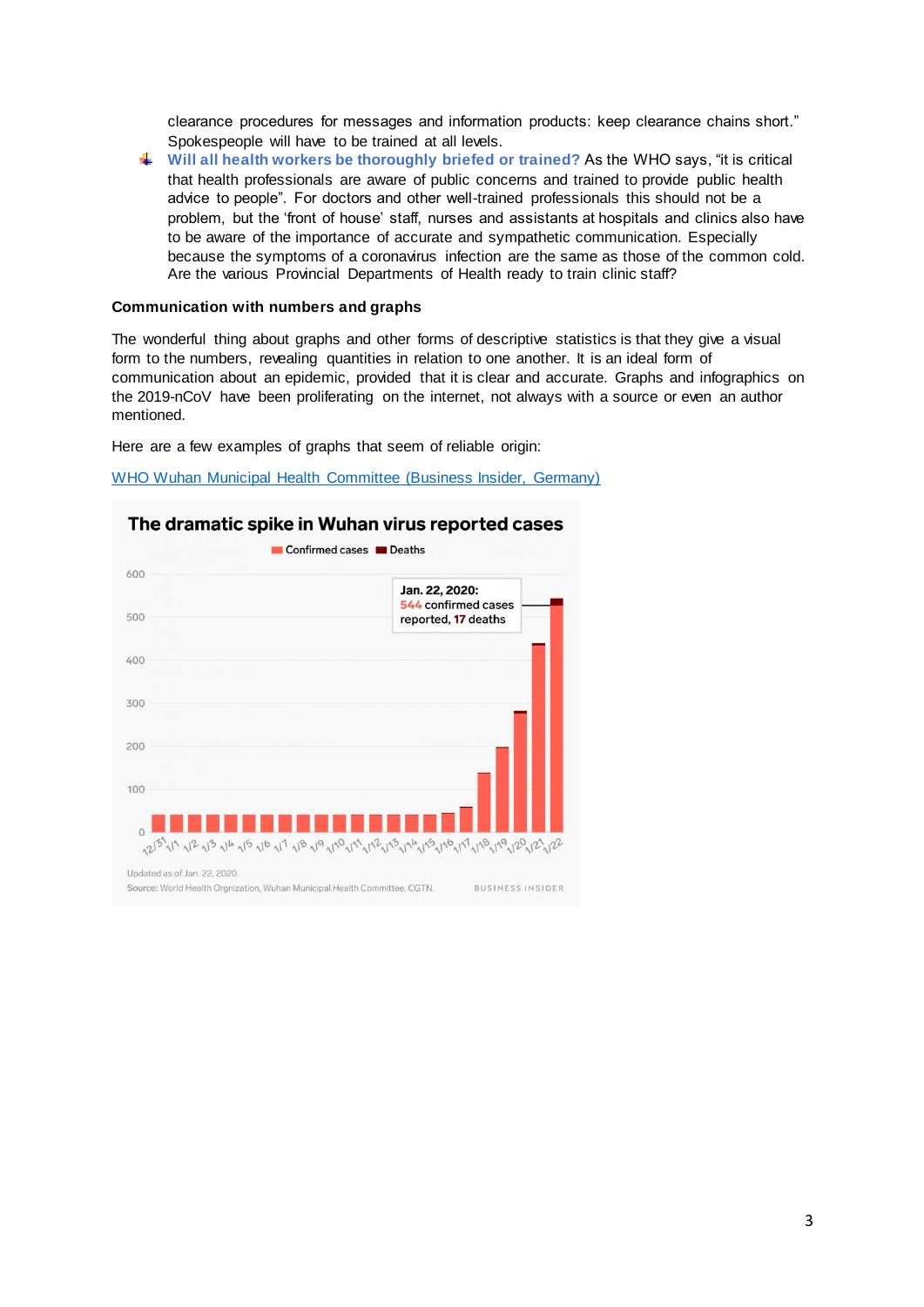clearance procedures for messages and information products: keep clearance chains short." Spokespeople will have to be trained at all levels.

- **Will all health workers be thoroughly briefed or trained?** As the WHO says, "it is critical that health professionals are aware of public concerns and trained to provide public health advice to people". For doctors and other well-trained professionals this should not be a problem, but the 'front of house' staff, nurses and assistants at hospitals and clinics also have to be aware of the importance of accurate and sympathetic communication. Especially because the symptoms of a coronavirus infection are the same as those of the common cold. Are the various Provincial Departments of Health ready to train clinic staff?

**Communication with numbers and graphs**

The wonderful thing about graphs and other forms of descriptive statistics is that they give a visual form to the numbers, revealing quantities in relation to one another. It is an ideal form of communication about an epidemic, provided that it is clear and accurate. Graphs and infographics on the 2019-nCoV have been proliferating on the internet, not always with a source or even an author mentioned.

Here are a few examples of graphs that seem of reliable origin:

WHO Wuhan Municipal Health Committee (Business Insider, Germany)

**The dramatic spike in Wuhan virus reported cases**

Confirmed cases / Deaths

Jan. 22, 2020: 544 confirmed cases reported, 17 deaths

Updated as of Jan. 22, 2020.
Source: World Health Orgnization, Wuhan Municipal Health Committee, CGTN. BUSINESS INSIDER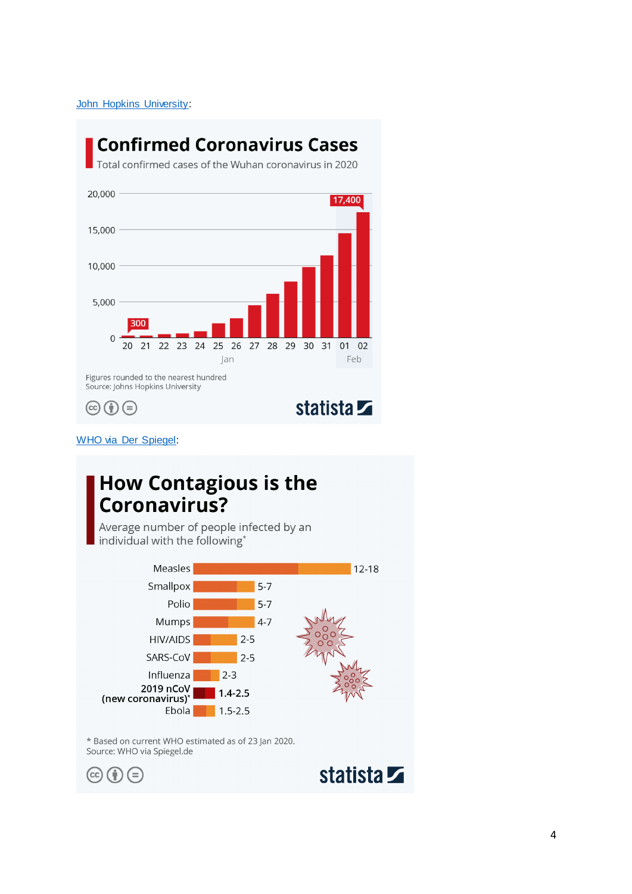John Hopkins University:

## Confirmed Coronavirus Cases

Total confirmed cases of the Wuhan coronavirus in 2020

| Date | Cases |
|---|---|
| Jan 20 | 300 |
| Feb 02 | 17,400 |

Figures rounded to the nearest hundred
Source: Johns Hopkins University

statista

WHO via Der Spiegel:

## How Contagious is the Coronavirus?

Average number of people infected by an individual with the following*

| Disease | Number infected |
|---|---|
| Measles | 12-18 |
| Smallpox | 5-7 |
| Polio | 5-7 |
| Mumps | 4-7 |
| HIV/AIDS | 2-5 |
| SARS-CoV | 2-5 |
| Influenza | 2-3 |
| **2019 nCoV (new coronavirus)*** | **1.4-2.5** |
| Ebola | 1.5-2.5 |

* Based on current WHO estimated as of 23 Jan 2020.
Source: WHO via Spiegel.de

statista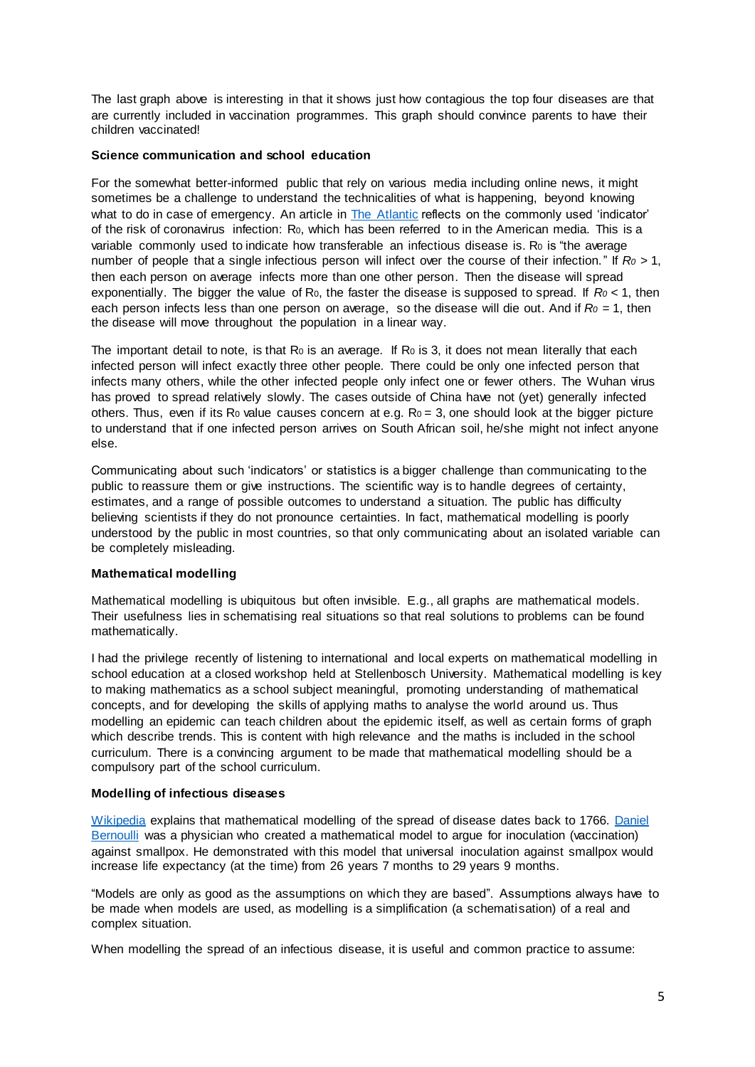The last graph above is interesting in that it shows just how contagious the top four diseases are that are currently included in vaccination programmes. This graph should convince parents to have their children vaccinated!

**Science communication and school education**

For the somewhat better-informed public that rely on various media including online news, it might sometimes be a challenge to understand the technicalities of what is happening, beyond knowing what to do in case of emergency. An article in [The Atlantic] reflects on the commonly used 'indicator' of the risk of coronavirus infection: $R_0$, which has been referred to in the American media. This is a variable commonly used to indicate how transferable an infectious disease is. $R_0$ is "the average number of people that a single infectious person will infect over the course of their infection." If $R_0 > 1$, then each person on average infects more than one other person. Then the disease will spread exponentially. The bigger the value of $R_0$, the faster the disease is supposed to spread. If $R_0 < 1$, then each person infects less than one person on average, so the disease will die out. And if $R_0 = 1$, then the disease will move throughout the population in a linear way.

The important detail to note, is that $R_0$ is an average. If $R_0$ is 3, it does not mean literally that each infected person will infect exactly three other people. There could be only one infected person that infects many others, while the other infected people only infect one or fewer others. The Wuhan virus has proved to spread relatively slowly. The cases outside of China have not (yet) generally infected others. Thus, even if its $R_0$ value causes concern at e.g. $R_0 = 3$, one should look at the bigger picture to understand that if one infected person arrives on South African soil, he/she might not infect anyone else.

Communicating about such 'indicators' or statistics is a bigger challenge than communicating to the public to reassure them or give instructions. The scientific way is to handle degrees of certainty, estimates, and a range of possible outcomes to understand a situation. The public has difficulty believing scientists if they do not pronounce certainties. In fact, mathematical modelling is poorly understood by the public in most countries, so that only communicating about an isolated variable can be completely misleading.

**Mathematical modelling**

Mathematical modelling is ubiquitous but often invisible. E.g., all graphs are mathematical models. Their usefulness lies in schematising real situations so that real solutions to problems can be found mathematically.

I had the privilege recently of listening to international and local experts on mathematical modelling in school education at a closed workshop held at Stellenbosch University. Mathematical modelling is key to making mathematics as a school subject meaningful, promoting understanding of mathematical concepts, and for developing the skills of applying maths to analyse the world around us. Thus modelling an epidemic can teach children about the epidemic itself, as well as certain forms of graph which describe trends. This is content with high relevance and the maths is included in the school curriculum. There is a convincing argument to be made that mathematical modelling should be a compulsory part of the school curriculum.

**Modelling of infectious diseases**

[Wikipedia] explains that mathematical modelling of the spread of disease dates back to 1766. [Daniel Bernoulli] was a physician who created a mathematical model to argue for inoculation (vaccination) against smallpox. He demonstrated with this model that universal inoculation against smallpox would increase life expectancy (at the time) from 26 years 7 months to 29 years 9 months.

"Models are only as good as the assumptions on which they are based". Assumptions always have to be made when models are used, as modelling is a simplification (a schematisation) of a real and complex situation.

When modelling the spread of an infectious disease, it is useful and common practice to assume: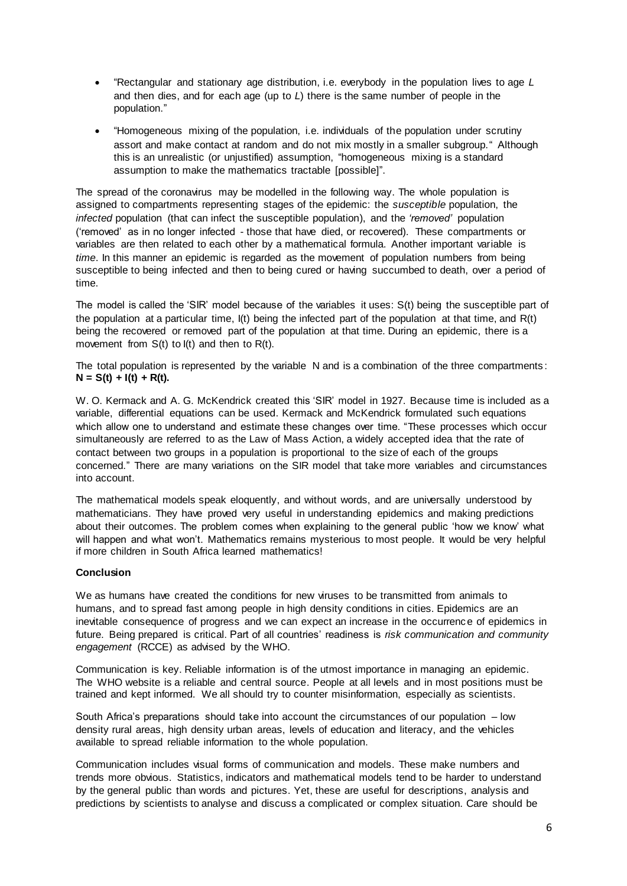- "Rectangular and stationary age distribution, i.e. everybody in the population lives to age *L* and then dies, and for each age (up to *L*) there is the same number of people in the population."
- "Homogeneous mixing of the population, i.e. individuals of the population under scrutiny assort and make contact at random and do not mix mostly in a smaller subgroup." Although this is an unrealistic (or unjustified) assumption, "homogeneous mixing is a standard assumption to make the mathematics tractable [possible]".

The spread of the coronavirus may be modelled in the following way. The whole population is assigned to compartments representing stages of the epidemic: the *susceptible* population, the *infected* population (that can infect the susceptible population), and the *'removed'* population ('removed' as in no longer infected - those that have died, or recovered). These compartments or variables are then related to each other by a mathematical formula. Another important variable is *time*. In this manner an epidemic is regarded as the movement of population numbers from being susceptible to being infected and then to being cured or having succumbed to death, over a period of time.

The model is called the 'SIR' model because of the variables it uses: S(t) being the susceptible part of the population at a particular time, I(t) being the infected part of the population at that time, and R(t) being the recovered or removed part of the population at that time. During an epidemic, there is a movement from S(t) to I(t) and then to R(t).

The total population is represented by the variable N and is a combination of the three compartments: **$N = S(t) + I(t) + R(t)$.**

W. O. Kermack and A. G. McKendrick created this 'SIR' model in 1927. Because time is included as a variable, differential equations can be used. Kermack and McKendrick formulated such equations which allow one to understand and estimate these changes over time. "These processes which occur simultaneously are referred to as the Law of Mass Action, a widely accepted idea that the rate of contact between two groups in a population is proportional to the size of each of the groups concerned." There are many variations on the SIR model that take more variables and circumstances into account.

The mathematical models speak eloquently, and without words, and are universally understood by mathematicians. They have proved very useful in understanding epidemics and making predictions about their outcomes. The problem comes when explaining to the general public 'how we know' what will happen and what won't. Mathematics remains mysterious to most people. It would be very helpful if more children in South Africa learned mathematics!

**Conclusion**

We as humans have created the conditions for new viruses to be transmitted from animals to humans, and to spread fast among people in high density conditions in cities. Epidemics are an inevitable consequence of progress and we can expect an increase in the occurrence of epidemics in future. Being prepared is critical. Part of all countries' readiness is *risk communication and community engagement* (RCCE) as advised by the WHO.

Communication is key. Reliable information is of the utmost importance in managing an epidemic. The WHO website is a reliable and central source. People at all levels and in most positions must be trained and kept informed. We all should try to counter misinformation, especially as scientists.

South Africa's preparations should take into account the circumstances of our population – low density rural areas, high density urban areas, levels of education and literacy, and the vehicles available to spread reliable information to the whole population.

Communication includes visual forms of communication and models. These make numbers and trends more obvious. Statistics, indicators and mathematical models tend to be harder to understand by the general public than words and pictures. Yet, these are useful for descriptions, analysis and predictions by scientists to analyse and discuss a complicated or complex situation. Care should be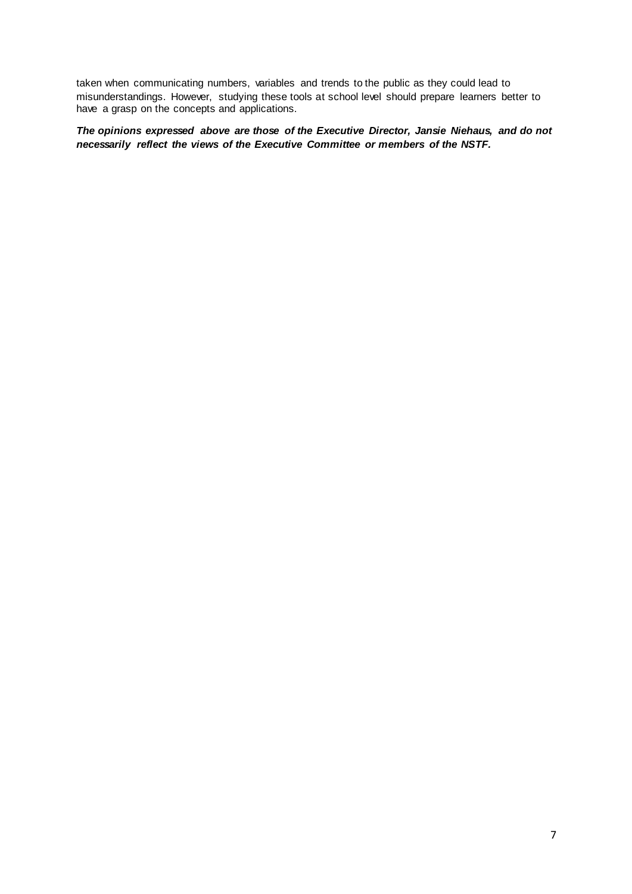taken when communicating numbers, variables and trends to the public as they could lead to misunderstandings. However, studying these tools at school level should prepare learners better to have a grasp on the concepts and applications.

***The opinions expressed above are those of the Executive Director, Jansie Niehaus, and do not necessarily reflect the views of the Executive Committee or members of the NSTF.***